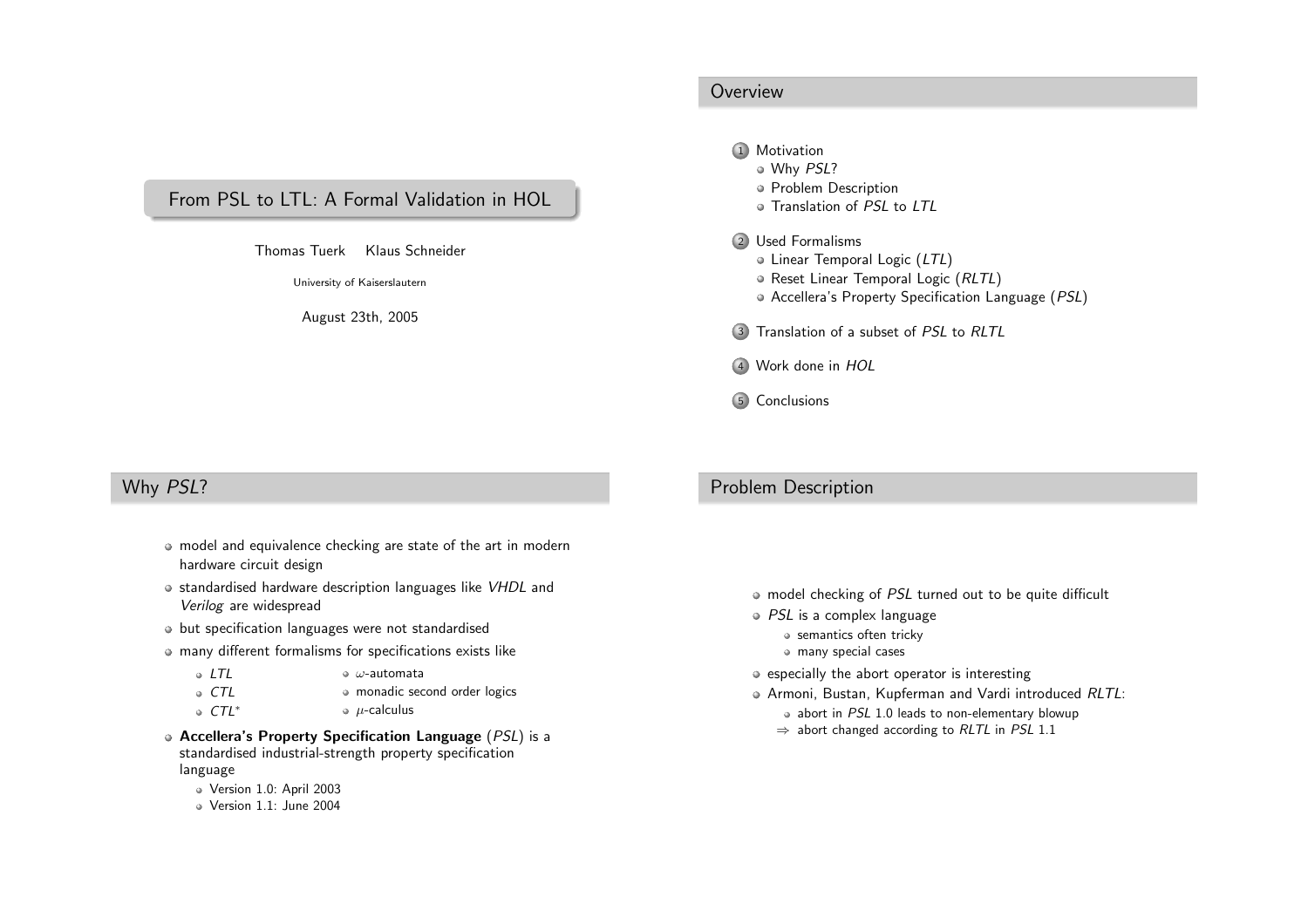# From PSL to LTL: A Formal Validation in HOL

Thomas Tuerk Klaus Schneider

University of Kaiserslautern

August 23th, 2005

## Overview

1. Motivation
   - Why *PSL*?
   - Problem Description
   - Translation of *PSL* to *LTL*
2. Used Formalisms
   - Linear Temporal Logic (*LTL*)
   - Reset Linear Temporal Logic (*RLTL*)
   - Accellera's Property Specification Language (*PSL*)
3. Translation of a subset of *PSL* to *RLTL*
4. Work done in *HOL*
5. Conclusions

## Why *PSL*?

- model and equivalence checking are state of the art in modern hardware circuit design
- standardised hardware description languages like *VHDL* and *Verilog* are widespread
- but specification languages were not standardised
- many different formalisms for specifications exists like
  - *LTL*
  - *CTL*
  - $CTL^*$
  - $\omega$-automata
  - monadic second order logics
  - $\mu$-calculus
- **Accellera's Property Specification Language** (*PSL*) is a standardised industrial-strength property specification language
  - Version 1.0: April 2003
  - Version 1.1: June 2004

## Problem Description

- model checking of *PSL* turned out to be quite difficult
- *PSL* is a complex language
  - semantics often tricky
  - many special cases
- especially the abort operator is interesting
- Armoni, Bustan, Kupferman and Vardi introduced *RLTL*:
  - abort in *PSL* 1.0 leads to non-elementary blowup
  - $\Rightarrow$ abort changed according to *RLTL* in *PSL* 1.1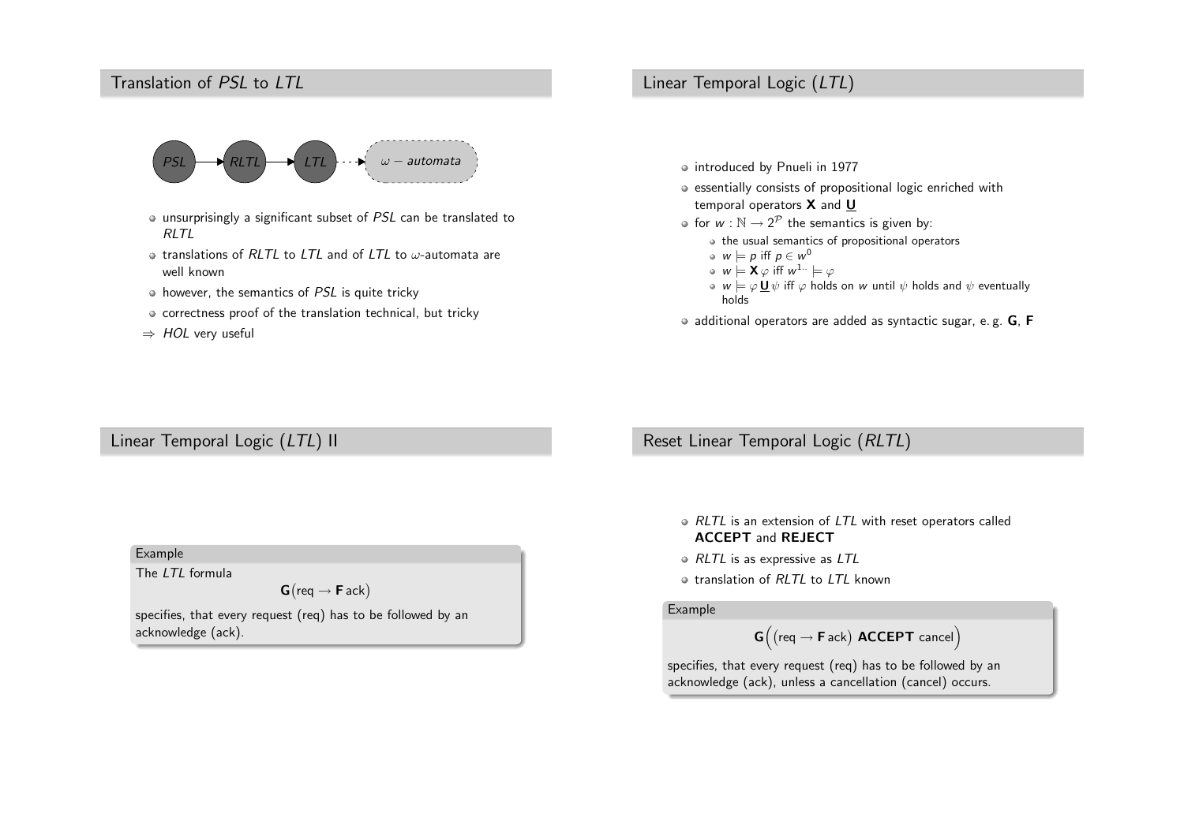## Translation of *PSL* to *LTL*

*PSL* → *RLTL* → *LTL* ⇢ $\omega-automata$

- unsurprisingly a significant subset of *PSL* can be translated to *RLTL*
- translations of *RLTL* to *LTL* and of *LTL* to $\omega$-automata are well known
- however, the semantics of *PSL* is quite tricky
- correctness proof of the translation technical, but tricky

$\Rightarrow$ *HOL* very useful

## Linear Temporal Logic (*LTL*)

- introduced by Pnueli in 1977
- essentially consists of propositional logic enriched with temporal operators **X** and $\underline{\mathbf{U}}$
- for $w : \mathbb{N} \to 2^{\mathcal{P}}$ the semantics is given by:
  - the usual semantics of propositional operators
  - $w \models p$ iff $p \in w^0$
  - $w \models \mathbf{X}\,\varphi$ iff $w^{1..} \models \varphi$
  - $w \models \varphi\,\underline{\mathbf{U}}\,\psi$ iff $\varphi$ holds on $w$ until $\psi$ holds and $\psi$ eventually holds
- additional operators are added as syntactic sugar, e. g. **G**, **F**

## Linear Temporal Logic (*LTL*) II

**Example**

The *LTL* formula

$$\mathbf{G}(\mathsf{req} \to \mathbf{F}\,\mathsf{ack})$$

specifies, that every request (req) has to be followed by an acknowledge (ack).

## Reset Linear Temporal Logic (*RLTL*)

- *RLTL* is an extension of *LTL* with reset operators called **ACCEPT** and **REJECT**
- *RLTL* is as expressive as *LTL*
- translation of *RLTL* to *LTL* known

**Example**

$$\mathbf{G}\Big((\mathsf{req} \to \mathbf{F}\,\mathsf{ack})\ \mathbf{ACCEPT}\ \mathsf{cancel}\Big)$$

specifies, that every request (req) has to be followed by an acknowledge (ack), unless a cancellation (cancel) occurs.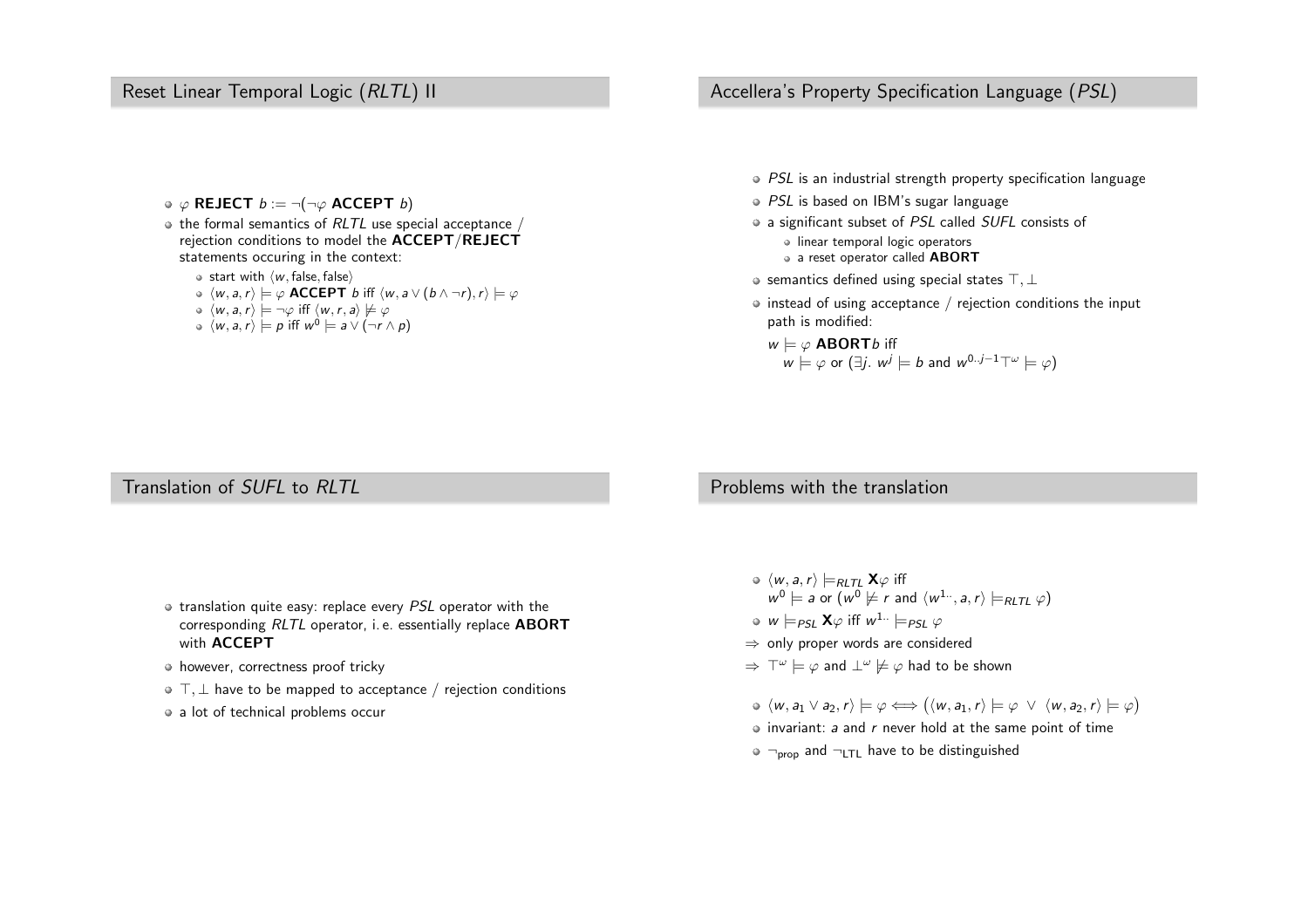## Reset Linear Temporal Logic (*RLTL*) II

- $\varphi$ **REJECT** $b := \neg(\neg\varphi$ **ACCEPT** $b)$
- the formal semantics of *RLTL* use special acceptance / rejection conditions to model the **ACCEPT**/**REJECT** statements occuring in the context:
  - start with $\langle w, \text{false}, \text{false}\rangle$
  - $\langle w, a, r\rangle \models \varphi$ **ACCEPT** $b$ iff $\langle w, a \vee (b \wedge \neg r), r\rangle \models \varphi$
  - $\langle w, a, r\rangle \models \neg\varphi$ iff $\langle w, r, a\rangle \not\models \varphi$
  - $\langle w, a, r\rangle \models p$ iff $w^0 \models a \vee (\neg r \wedge p)$

## Accellera's Property Specification Language (*PSL*)

- *PSL* is an industrial strength property specification language
- *PSL* is based on IBM's sugar language
- a significant subset of *PSL* called *SUFL* consists of
  - linear temporal logic operators
  - a reset operator called **ABORT**
- semantics defined using special states $\top, \bot$
- instead of using acceptance / rejection conditions the input path is modified:

  $w \models \varphi$ **ABORT**$b$ iff
  $w \models \varphi$ or $(\exists j.\ w^j \models b$ and $w^{0..j-1}\top^\omega \models \varphi)$

## Translation of *SUFL* to *RLTL*

- translation quite easy: replace every *PSL* operator with the corresponding *RLTL* operator, i. e. essentially replace **ABORT** with **ACCEPT**
- however, correctness proof tricky
- $\top, \bot$ have to be mapped to acceptance / rejection conditions
- a lot of technical problems occur

## Problems with the translation

- $\langle w, a, r\rangle \models_{RLTL} \mathbf{X}\varphi$ iff
  $w^0 \models a$ or $(w^0 \not\models r$ and $\langle w^{1..}, a, r\rangle \models_{RLTL} \varphi)$
- $w \models_{PSL} \mathbf{X}\varphi$ iff $w^{1..} \models_{PSL} \varphi$

$\Rightarrow$ only proper words are considered

$\Rightarrow$ $\top^\omega \models \varphi$ and $\bot^\omega \not\models \varphi$ had to be shown

- $\langle w, a_1 \vee a_2, r\rangle \models \varphi \Longleftrightarrow \big(\langle w, a_1, r\rangle \models \varphi \ \vee \ \langle w, a_2, r\rangle \models \varphi\big)$
- invariant: $a$ and $r$ never hold at the same point of time
- $\neg_{\text{prop}}$ and $\neg_{\text{LTL}}$ have to be distinguished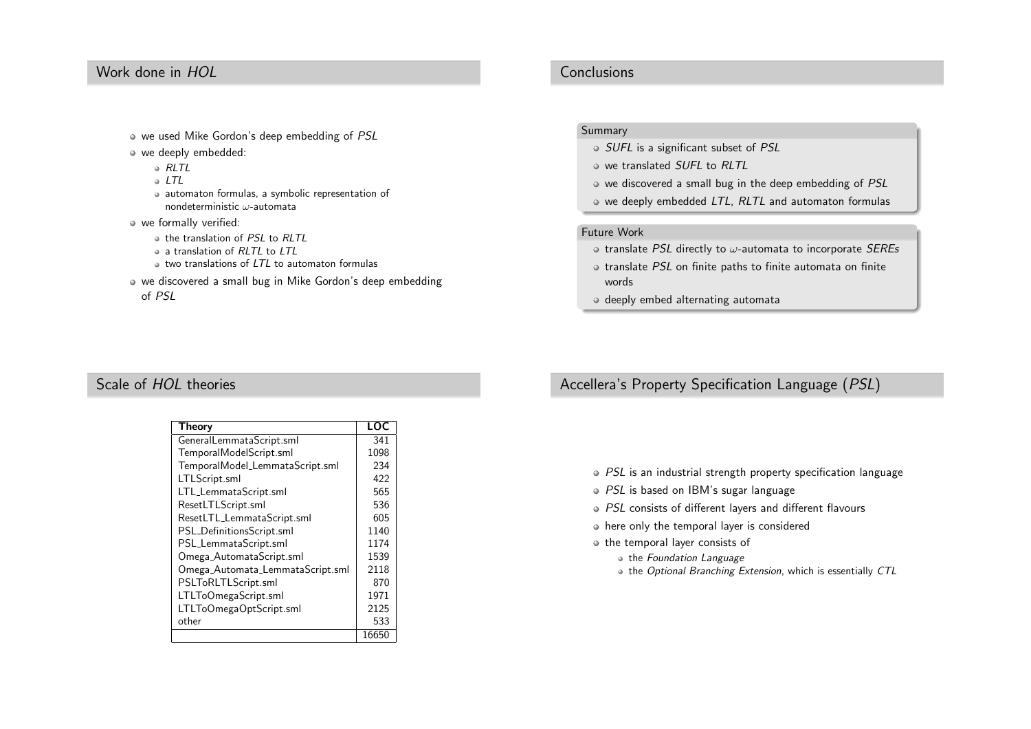## Work done in *HOL*

- we used Mike Gordon's deep embedding of *PSL*
- we deeply embedded:
  - *RLTL*
  - *LTL*
  - automaton formulas, a symbolic representation of nondeterministic $\omega$-automata
- we formally verified:
  - the translation of *PSL* to *RLTL*
  - a translation of *RLTL* to *LTL*
  - two translations of *LTL* to automaton formulas
- we discovered a small bug in Mike Gordon's deep embedding of *PSL*

## Conclusions

### Summary

- *SUFL* is a significant subset of *PSL*
- we translated *SUFL* to *RLTL*
- we discovered a small bug in the deep embedding of *PSL*
- we deeply embedded *LTL*, *RLTL* and automaton formulas

### Future Work

- translate *PSL* directly to $\omega$-automata to incorporate *SEREs*
- translate *PSL* on finite paths to finite automata on finite words
- deeply embed alternating automata

## Scale of *HOL* theories

| Theory | LOC |
|---|---|
| GeneralLemmataScript.sml | 341 |
| TemporalModelScript.sml | 1098 |
| TemporalModel_LemmataScript.sml | 234 |
| LTLScript.sml | 422 |
| LTL_LemmataScript.sml | 565 |
| ResetLTLScript.sml | 536 |
| ResetLTL_LemmataScript.sml | 605 |
| PSL_DefinitionsScript.sml | 1140 |
| PSL_LemmataScript.sml | 1174 |
| Omega_AutomataScript.sml | 1539 |
| Omega_Automata_LemmataScript.sml | 2118 |
| PSLToRLTLScript.sml | 870 |
| LTLToOmegaScript.sml | 1971 |
| LTLToOmegaOptScript.sml | 2125 |
| other | 533 |
| | 16650 |

## Accellera's Property Specification Language (*PSL*)

- *PSL* is an industrial strength property specification language
- *PSL* is based on IBM's sugar language
- *PSL* consists of different layers and different flavours
- here only the temporal layer is considered
- the temporal layer consists of
  - the *Foundation Language*
  - the *Optional Branching Extension*, which is essentially *CTL*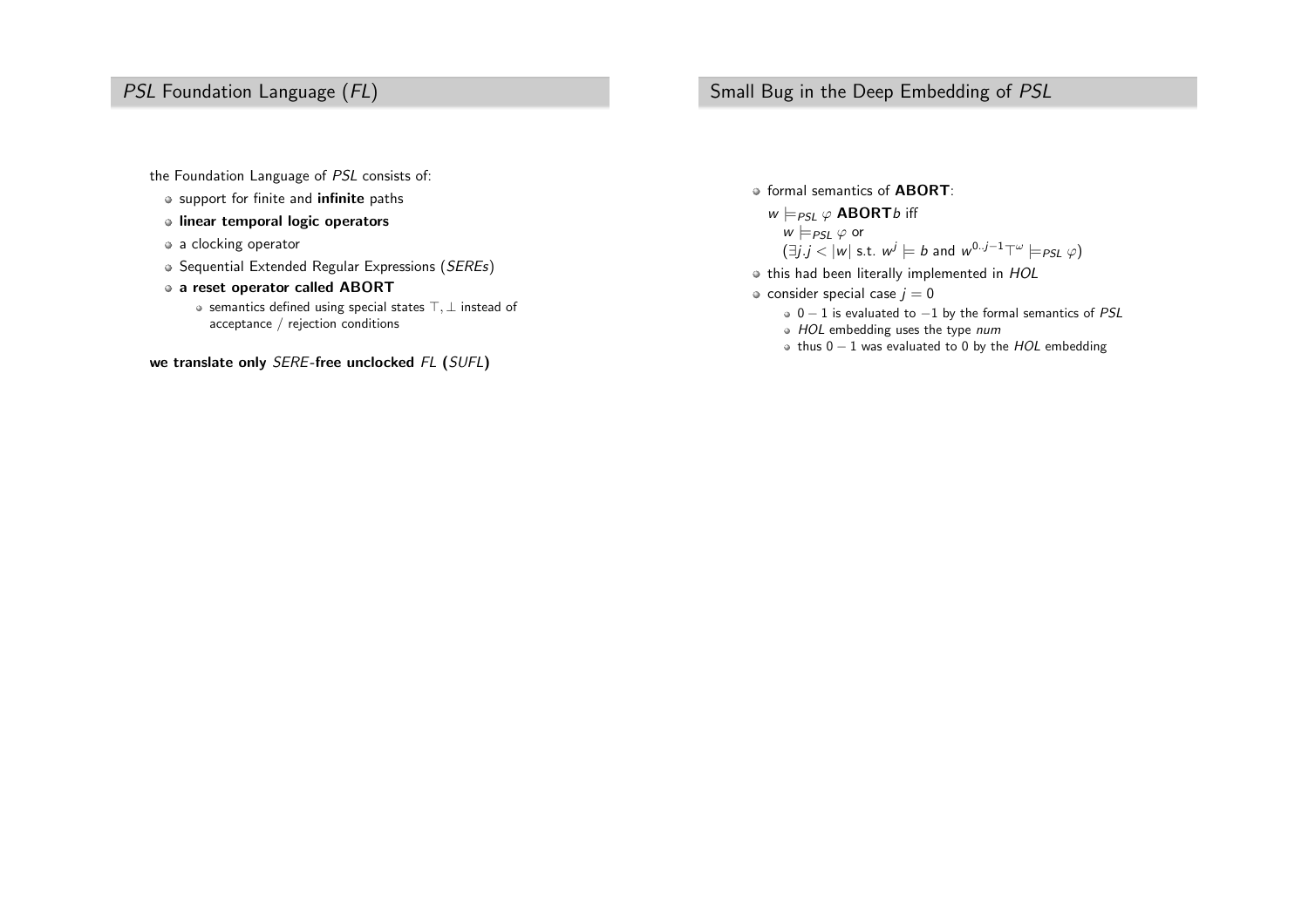## *PSL* Foundation Language (*FL*)

the Foundation Language of *PSL* consists of:

- support for finite and **infinite** paths
- **linear temporal logic operators**
- a clocking operator
- Sequential Extended Regular Expressions (*SEREs*)
- **a reset operator called ABORT**
  - semantics defined using special states $\top, \bot$ instead of acceptance / rejection conditions

**we translate only *SERE*-free unclocked *FL* (*SUFL*)**

## Small Bug in the Deep Embedding of *PSL*

- formal semantics of **ABORT**:

  $w \models_{PSL} \varphi$ **ABORT**$b$ iff
  $w \models_{PSL} \varphi$ or
  $(\exists j. j < |w|$ s.t. $w^j \models b$ and $w^{0..j-1}\top^\omega \models_{PSL} \varphi)$
- this had been literally implemented in *HOL*
- consider special case $j = 0$
  - $0 - 1$ is evaluated to $-1$ by the formal semantics of *PSL*
  - *HOL* embedding uses the type *num*
  - thus $0 - 1$ was evaluated to 0 by the *HOL* embedding